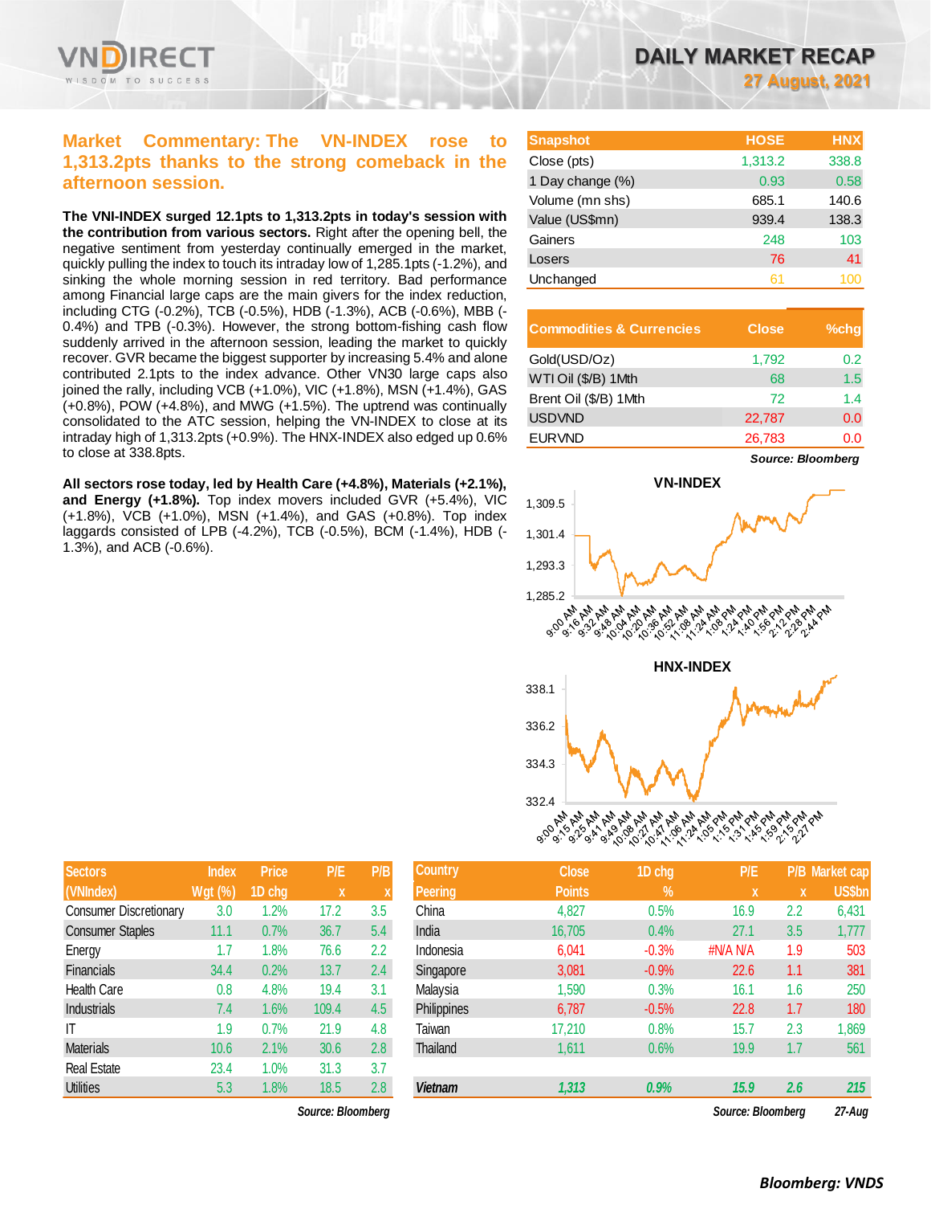# DAILY MARKET RECAP

**27 August, 2021**

## Market Commentary: The VN-INDEX rose to 1,313.2pts thanks to the strong comeback in the afternoon session.

**The VNI-INDEX surged 12.1pts to 1,313.2pts in today's session with the contribution from various sectors.** Right after the opening bell, the negative sentiment from yesterday continually emerged in the market, quickly pulling the index to touch its intraday low of 1,285.1pts (-1.2%), and sinking the whole morning session in red territory. Bad performance among Financial large caps are the main givers for the index reduction, including CTG (-0.2%), TCB (-0.5%), HDB (-1.3%), ACB (-0.6%), MBB (-0.4%) and TPB (-0.3%). However, the strong bottom-fishing cash flow suddenly arrived in the afternoon session, leading the market to quickly recover. GVR became the biggest supporter by increasing 5.4% and alone contributed 2.1pts to the index advance. Other VN30 large caps also joined the rally, including VCB (+1.0%), VIC (+1.8%), MSN (+1.4%), GAS (+0.8%), POW (+4.8%), and MWG (+1.5%). The uptrend was continually consolidated to the ATC session, helping the VN-INDEX to close at its intraday high of 1,313.2pts (+0.9%). The HNX-INDEX also edged up 0.6% to close at 338.8pts.

**All sectors rose today, led by Health Care (+4.8%), Materials (+2.1%), and Energy (+1.8%).** Top index movers included GVR (+5.4%), VIC (+1.8%), VCB (+1.0%), MSN (+1.4%), and GAS (+0.8%). Top index laggards consisted of LPB (-4.2%), TCB (-0.5%), BCM (-1.4%), HDB (-1.3%), and ACB (-0.6%).

| Snapshot | HOSE | HNX |
|---|---|---|
| Close (pts) | 1,313.2 | 338.8 |
| 1 Day change (%) | 0.93 | 0.58 |
| Volume (mn shs) | 685.1 | 140.6 |
| Value (US$mn) | 939.4 | 138.3 |
| Gainers | 248 | 103 |
| Losers | 76 | 41 |
| Unchanged | 61 | 100 |

| Commodities & Currencies | Close | %chg |
|---|---|---|
| Gold(USD/Oz) | 1,792 | 0.2 |
| WTI Oil ($/B) 1Mth | 68 | 1.5 |
| Brent Oil ($/B) 1Mth | 72 | 1.4 |
| USDVND | 22,787 | 0.0 |
| EURVND | 26,783 | 0.0 |

*Source: Bloomberg*

| Sectors (VNIndex) | Index Wgt (%) | Price 1D chg | P/E x | P/B x |
|---|---|---|---|---|
| Consumer Discretionary | 3.0 | 1.2% | 17.2 | 3.5 |
| Consumer Staples | 11.1 | 0.7% | 36.7 | 5.4 |
| Energy | 1.7 | 1.8% | 76.6 | 2.2 |
| Financials | 34.4 | 0.2% | 13.7 | 2.4 |
| Health Care | 0.8 | 4.8% | 19.4 | 3.1 |
| Industrials | 7.4 | 1.6% | 109.4 | 4.5 |
| IT | 1.9 | 0.7% | 21.9 | 4.8 |
| Materials | 10.6 | 2.1% | 30.6 | 2.8 |
| Real Estate | 23.4 | 1.0% | 31.3 | 3.7 |
| Utilities | 5.3 | 1.8% | 18.5 | 2.8 |

*Source: Bloomberg*

| Country Peering | Close Points | 1D chg % | P/E x | P/B x | Market cap US$bn |
|---|---|---|---|---|---|
| China | 4,827 | 0.5% | 16.9 | 2.2 | 6,431 |
| India | 16,705 | 0.4% | 27.1 | 3.5 | 1,777 |
| Indonesia | 6,041 | -0.3% | #N/A N/A | 1.9 | 503 |
| Singapore | 3,081 | -0.9% | 22.6 | 1.1 | 381 |
| Malaysia | 1,590 | 0.3% | 16.1 | 1.6 | 250 |
| Philippines | 6,787 | -0.5% | 22.8 | 1.7 | 180 |
| Taiwan | 17,210 | 0.8% | 15.7 | 2.3 | 1,869 |
| Thailand | 1,611 | 0.6% | 19.9 | 1.7 | 561 |
| ***Vietnam*** | ***1,313*** | ***0.9%*** | ***15.9*** | ***2.6*** | ***215*** |

*Source: Bloomberg* *27-Aug*

***Bloomberg: VNDS***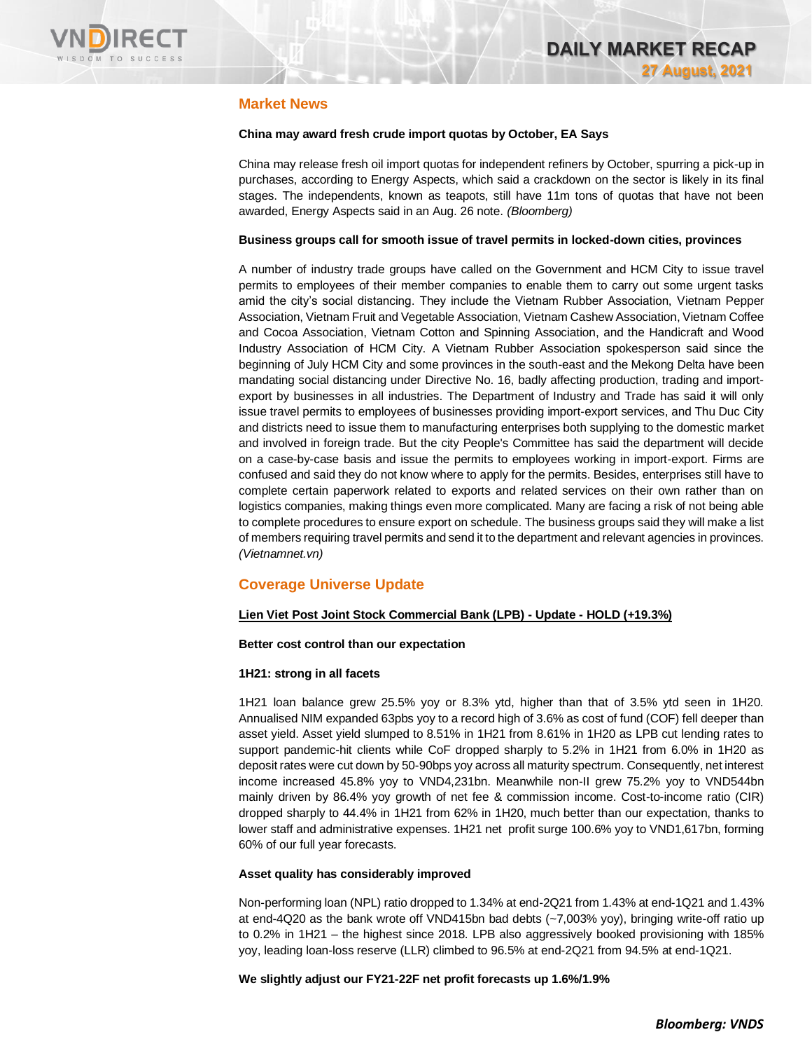## Market News

**China may award fresh crude import quotas by October, EA Says**

China may release fresh oil import quotas for independent refiners by October, spurring a pick-up in purchases, according to Energy Aspects, which said a crackdown on the sector is likely in its final stages. The independents, known as teapots, still have 11m tons of quotas that have not been awarded, Energy Aspects said in an Aug. 26 note. *(Bloomberg)*

**Business groups call for smooth issue of travel permits in locked-down cities, provinces**

A number of industry trade groups have called on the Government and HCM City to issue travel permits to employees of their member companies to enable them to carry out some urgent tasks amid the city's social distancing. They include the Vietnam Rubber Association, Vietnam Pepper Association, Vietnam Fruit and Vegetable Association, Vietnam Cashew Association, Vietnam Coffee and Cocoa Association, Vietnam Cotton and Spinning Association, and the Handicraft and Wood Industry Association of HCM City. A Vietnam Rubber Association spokesperson said since the beginning of July HCM City and some provinces in the south-east and the Mekong Delta have been mandating social distancing under Directive No. 16, badly affecting production, trading and import-export by businesses in all industries. The Department of Industry and Trade has said it will only issue travel permits to employees of businesses providing import-export services, and Thu Duc City and districts need to issue them to manufacturing enterprises both supplying to the domestic market and involved in foreign trade. But the city People's Committee has said the department will decide on a case-by-case basis and issue the permits to employees working in import-export. Firms are confused and said they do not know where to apply for the permits. Besides, enterprises still have to complete certain paperwork related to exports and related services on their own rather than on logistics companies, making things even more complicated. Many are facing a risk of not being able to complete procedures to ensure export on schedule. The business groups said they will make a list of members requiring travel permits and send it to the department and relevant agencies in provinces. *(Vietnamnet.vn)*

## Coverage Universe Update

**Lien Viet Post Joint Stock Commercial Bank (LPB) - Update - HOLD (+19.3%)**

**Better cost control than our expectation**

**1H21: strong in all facets**

1H21 loan balance grew 25.5% yoy or 8.3% ytd, higher than that of 3.5% ytd seen in 1H20. Annualised NIM expanded 63pbs yoy to a record high of 3.6% as cost of fund (COF) fell deeper than asset yield. Asset yield slumped to 8.51% in 1H21 from 8.61% in 1H20 as LPB cut lending rates to support pandemic-hit clients while CoF dropped sharply to 5.2% in 1H21 from 6.0% in 1H20 as deposit rates were cut down by 50-90bps yoy across all maturity spectrum. Consequently, net interest income increased 45.8% yoy to VND4,231bn. Meanwhile non-II grew 75.2% yoy to VND544bn mainly driven by 86.4% yoy growth of net fee & commission income. Cost-to-income ratio (CIR) dropped sharply to 44.4% in 1H21 from 62% in 1H20, much better than our expectation, thanks to lower staff and administrative expenses. 1H21 net profit surge 100.6% yoy to VND1,617bn, forming 60% of our full year forecasts.

**Asset quality has considerably improved**

Non-performing loan (NPL) ratio dropped to 1.34% at end-2Q21 from 1.43% at end-1Q21 and 1.43% at end-4Q20 as the bank wrote off VND415bn bad debts (~7,003% yoy), bringing write-off ratio up to 0.2% in 1H21 – the highest since 2018. LPB also aggressively booked provisioning with 185% yoy, leading loan-loss reserve (LLR) climbed to 96.5% at end-2Q21 from 94.5% at end-1Q21.

**We slightly adjust our FY21-22F net profit forecasts up 1.6%/1.9%**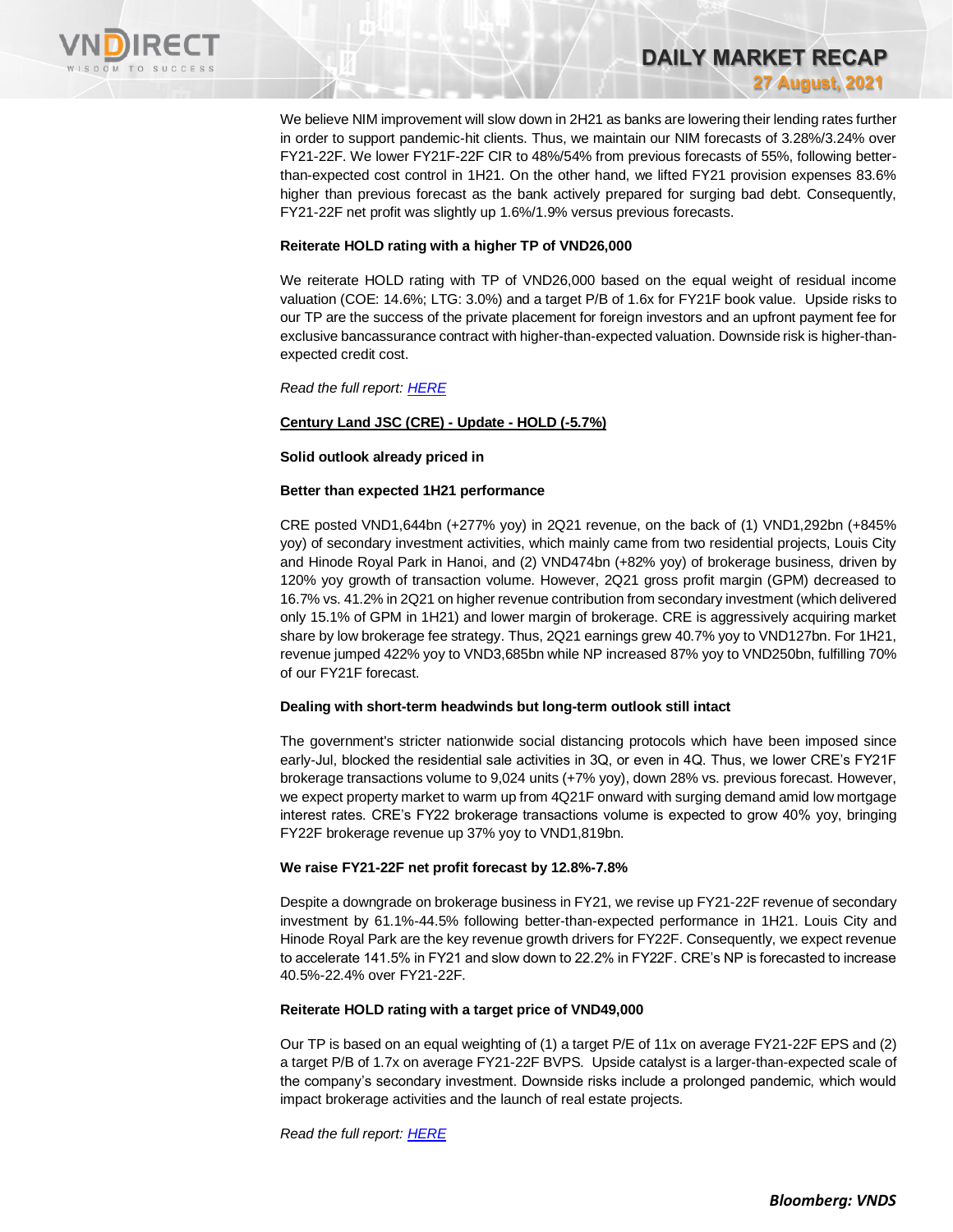We believe NIM improvement will slow down in 2H21 as banks are lowering their lending rates further in order to support pandemic-hit clients. Thus, we maintain our NIM forecasts of 3.28%/3.24% over FY21-22F. We lower FY21F-22F CIR to 48%/54% from previous forecasts of 55%, following better-than-expected cost control in 1H21. On the other hand, we lifted FY21 provision expenses 83.6% higher than previous forecast as the bank actively prepared for surging bad debt. Consequently, FY21-22F net profit was slightly up 1.6%/1.9% versus previous forecasts.

**Reiterate HOLD rating with a higher TP of VND26,000**

We reiterate HOLD rating with TP of VND26,000 based on the equal weight of residual income valuation (COE: 14.6%; LTG: 3.0%) and a target P/B of 1.6x for FY21F book value. Upside risks to our TP are the success of the private placement for foreign investors and an upfront payment fee for exclusive bancassurance contract with higher-than-expected valuation. Downside risk is higher-than-expected credit cost.

*Read the full report: HERE*

**Century Land JSC (CRE) - Update - HOLD (-5.7%)**

**Solid outlook already priced in**

**Better than expected 1H21 performance**

CRE posted VND1,644bn (+277% yoy) in 2Q21 revenue, on the back of (1) VND1,292bn (+845% yoy) of secondary investment activities, which mainly came from two residential projects, Louis City and Hinode Royal Park in Hanoi, and (2) VND474bn (+82% yoy) of brokerage business, driven by 120% yoy growth of transaction volume. However, 2Q21 gross profit margin (GPM) decreased to 16.7% vs. 41.2% in 2Q21 on higher revenue contribution from secondary investment (which delivered only 15.1% of GPM in 1H21) and lower margin of brokerage. CRE is aggressively acquiring market share by low brokerage fee strategy. Thus, 2Q21 earnings grew 40.7% yoy to VND127bn. For 1H21, revenue jumped 422% yoy to VND3,685bn while NP increased 87% yoy to VND250bn, fulfilling 70% of our FY21F forecast.

**Dealing with short-term headwinds but long-term outlook still intact**

The government's stricter nationwide social distancing protocols which have been imposed since early-Jul, blocked the residential sale activities in 3Q, or even in 4Q. Thus, we lower CRE's FY21F brokerage transactions volume to 9,024 units (+7% yoy), down 28% vs. previous forecast. However, we expect property market to warm up from 4Q21F onward with surging demand amid low mortgage interest rates. CRE's FY22 brokerage transactions volume is expected to grow 40% yoy, bringing FY22F brokerage revenue up 37% yoy to VND1,819bn.

**We raise FY21-22F net profit forecast by 12.8%-7.8%**

Despite a downgrade on brokerage business in FY21, we revise up FY21-22F revenue of secondary investment by 61.1%-44.5% following better-than-expected performance in 1H21. Louis City and Hinode Royal Park are the key revenue growth drivers for FY22F. Consequently, we expect revenue to accelerate 141.5% in FY21 and slow down to 22.2% in FY22F. CRE's NP is forecasted to increase 40.5%-22.4% over FY21-22F.

**Reiterate HOLD rating with a target price of VND49,000**

Our TP is based on an equal weighting of (1) a target P/E of 11x on average FY21-22F EPS and (2) a target P/B of 1.7x on average FY21-22F BVPS. Upside catalyst is a larger-than-expected scale of the company's secondary investment. Downside risks include a prolonged pandemic, which would impact brokerage activities and the launch of real estate projects.

*Read the full report: HERE*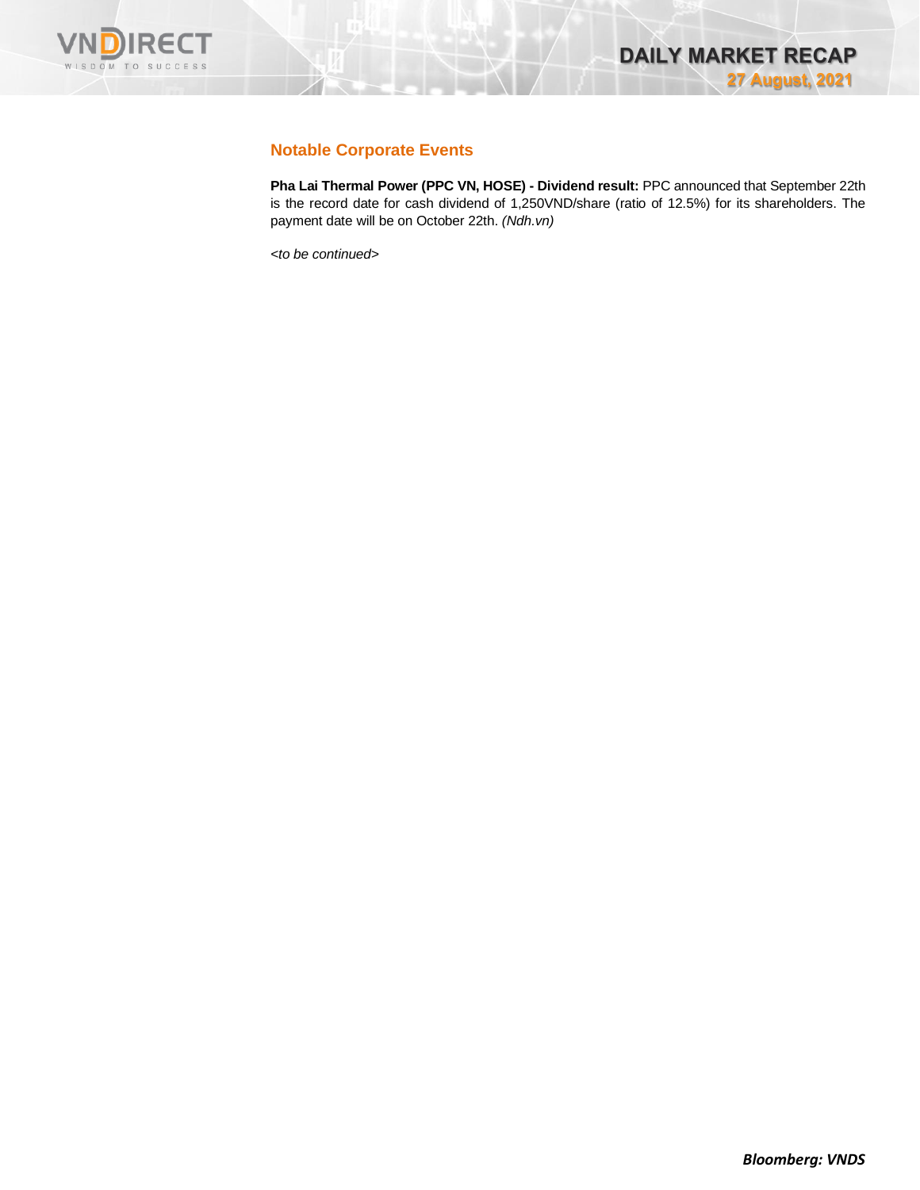## Notable Corporate Events

**Pha Lai Thermal Power (PPC VN, HOSE) - Dividend result:** PPC announced that September 22th is the record date for cash dividend of 1,250VND/share (ratio of 12.5%) for its shareholders. The payment date will be on October 22th. *(Ndh.vn)*

*<to be continued>*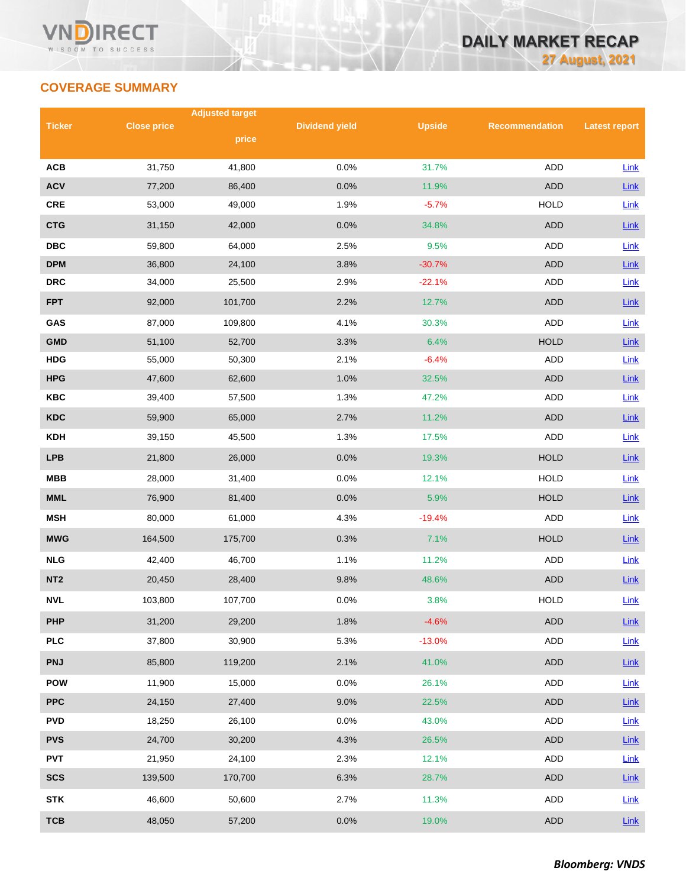## COVERAGE SUMMARY

| Ticker | Close price | Adjusted target price | Dividend yield | Upside | Recommendation | Latest report |
|---|---|---|---|---|---|---|
| ACB | 31,750 | 41,800 | 0.0% | 31.7% | ADD | Link |
| ACV | 77,200 | 86,400 | 0.0% | 11.9% | ADD | Link |
| CRE | 53,000 | 49,000 | 1.9% | -5.7% | HOLD | Link |
| CTG | 31,150 | 42,000 | 0.0% | 34.8% | ADD | Link |
| DBC | 59,800 | 64,000 | 2.5% | 9.5% | ADD | Link |
| DPM | 36,800 | 24,100 | 3.8% | -30.7% | ADD | Link |
| DRC | 34,000 | 25,500 | 2.9% | -22.1% | ADD | Link |
| FPT | 92,000 | 101,700 | 2.2% | 12.7% | ADD | Link |
| GAS | 87,000 | 109,800 | 4.1% | 30.3% | ADD | Link |
| GMD | 51,100 | 52,700 | 3.3% | 6.4% | HOLD | Link |
| HDG | 55,000 | 50,300 | 2.1% | -6.4% | ADD | Link |
| HPG | 47,600 | 62,600 | 1.0% | 32.5% | ADD | Link |
| KBC | 39,400 | 57,500 | 1.3% | 47.2% | ADD | Link |
| KDC | 59,900 | 65,000 | 2.7% | 11.2% | ADD | Link |
| KDH | 39,150 | 45,500 | 1.3% | 17.5% | ADD | Link |
| LPB | 21,800 | 26,000 | 0.0% | 19.3% | HOLD | Link |
| MBB | 28,000 | 31,400 | 0.0% | 12.1% | HOLD | Link |
| MML | 76,900 | 81,400 | 0.0% | 5.9% | HOLD | Link |
| MSH | 80,000 | 61,000 | 4.3% | -19.4% | ADD | Link |
| MWG | 164,500 | 175,700 | 0.3% | 7.1% | HOLD | Link |
| NLG | 42,400 | 46,700 | 1.1% | 11.2% | ADD | Link |
| NT2 | 20,450 | 28,400 | 9.8% | 48.6% | ADD | Link |
| NVL | 103,800 | 107,700 | 0.0% | 3.8% | HOLD | Link |
| PHP | 31,200 | 29,200 | 1.8% | -4.6% | ADD | Link |
| PLC | 37,800 | 30,900 | 5.3% | -13.0% | ADD | Link |
| PNJ | 85,800 | 119,200 | 2.1% | 41.0% | ADD | Link |
| POW | 11,900 | 15,000 | 0.0% | 26.1% | ADD | Link |
| PPC | 24,150 | 27,400 | 9.0% | 22.5% | ADD | Link |
| PVD | 18,250 | 26,100 | 0.0% | 43.0% | ADD | Link |
| PVS | 24,700 | 30,200 | 4.3% | 26.5% | ADD | Link |
| PVT | 21,950 | 24,100 | 2.3% | 12.1% | ADD | Link |
| SCS | 139,500 | 170,700 | 6.3% | 28.7% | ADD | Link |
| STK | 46,600 | 50,600 | 2.7% | 11.3% | ADD | Link |
| TCB | 48,050 | 57,200 | 0.0% | 19.0% | ADD | Link |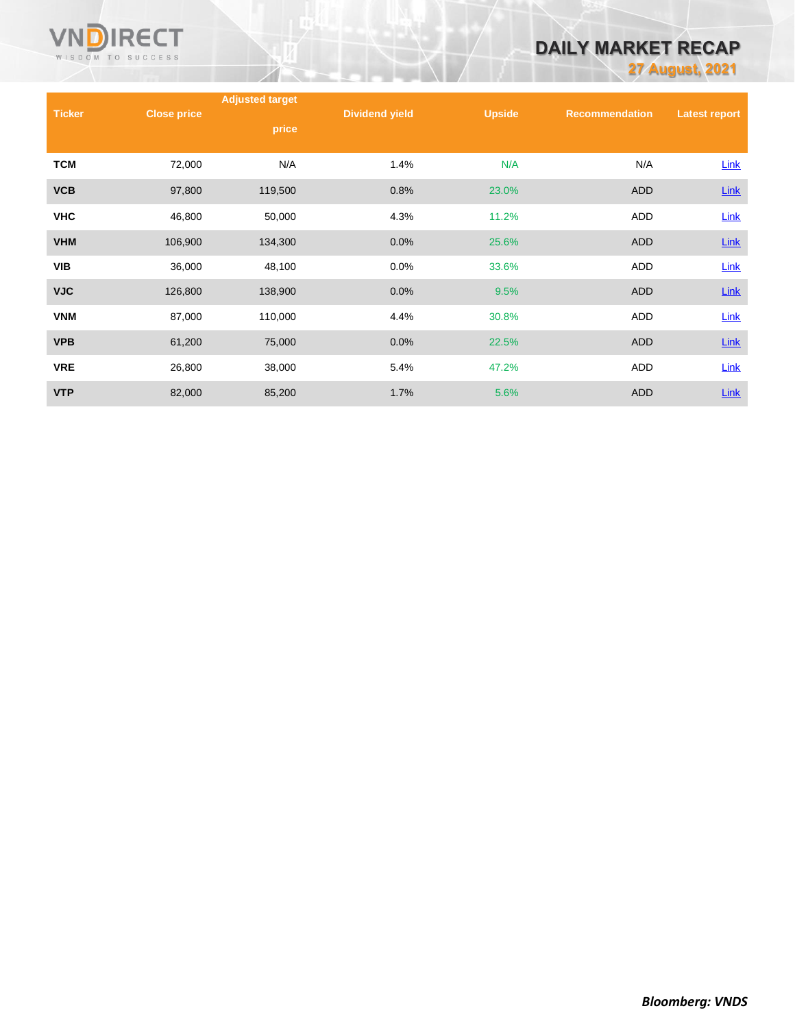| Ticker | Close price | Adjusted target price | Dividend yield | Upside | Recommendation | Latest report |
|---|---|---|---|---|---|---|
| TCM | 72,000 | N/A | 1.4% | N/A | N/A | Link |
| VCB | 97,800 | 119,500 | 0.8% | 23.0% | ADD | Link |
| VHC | 46,800 | 50,000 | 4.3% | 11.2% | ADD | Link |
| VHM | 106,900 | 134,300 | 0.0% | 25.6% | ADD | Link |
| VIB | 36,000 | 48,100 | 0.0% | 33.6% | ADD | Link |
| VJC | 126,800 | 138,900 | 0.0% | 9.5% | ADD | Link |
| VNM | 87,000 | 110,000 | 4.4% | 30.8% | ADD | Link |
| VPB | 61,200 | 75,000 | 0.0% | 22.5% | ADD | Link |
| VRE | 26,800 | 38,000 | 5.4% | 47.2% | ADD | Link |
| VTP | 82,000 | 85,200 | 1.7% | 5.6% | ADD | Link |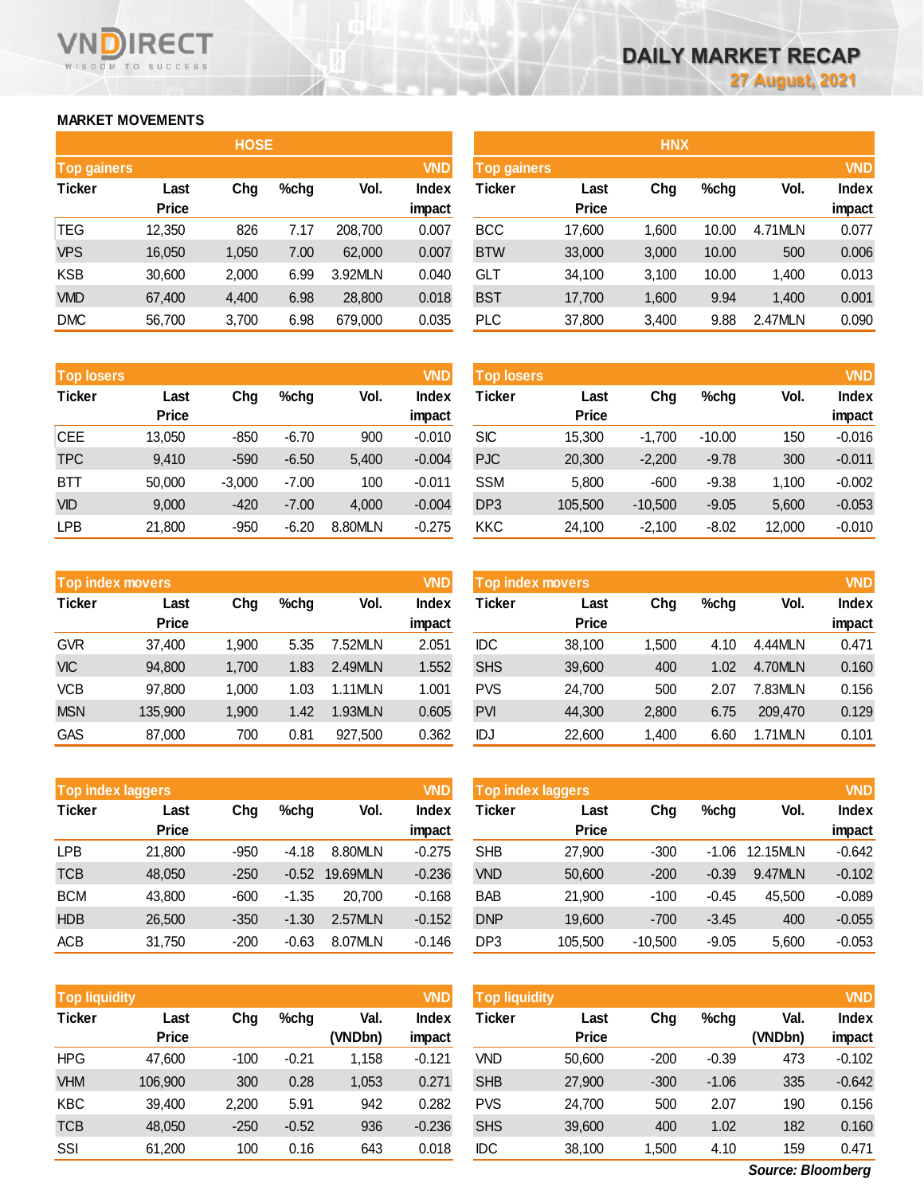# DAILY MARKET RECAP

27 August, 2021

## MARKET MOVEMENTS

### HOSE

| Top gainers | | | | | VND |
|---|---|---|---|---|---|
| Ticker | Last Price | Chg | %chg | Vol. | Index impact |
| TEG | 12,350 | 826 | 7.17 | 208,700 | 0.007 |
| VPS | 16,050 | 1,050 | 7.00 | 62,000 | 0.007 |
| KSB | 30,600 | 2,000 | 6.99 | 3.92MLN | 0.040 |
| VMD | 67,400 | 4,400 | 6.98 | 28,800 | 0.018 |
| DMC | 56,700 | 3,700 | 6.98 | 679,000 | 0.035 |

| Top losers | | | | | VND |
|---|---|---|---|---|---|
| Ticker | Last Price | Chg | %chg | Vol. | Index impact |
| CEE | 13,050 | -850 | -6.70 | 900 | -0.010 |
| TPC | 9,410 | -590 | -6.50 | 5,400 | -0.004 |
| BTT | 50,000 | -3,000 | -7.00 | 100 | -0.011 |
| VID | 9,000 | -420 | -7.00 | 4,000 | -0.004 |
| LPB | 21,800 | -950 | -6.20 | 8.80MLN | -0.275 |

| Top index movers | | | | | VND |
|---|---|---|---|---|---|
| Ticker | Last Price | Chg | %chg | Vol. | Index impact |
| GVR | 37,400 | 1,900 | 5.35 | 7.52MLN | 2.051 |
| VIC | 94,800 | 1,700 | 1.83 | 2.49MLN | 1.552 |
| VCB | 97,800 | 1,000 | 1.03 | 1.11MLN | 1.001 |
| MSN | 135,900 | 1,900 | 1.42 | 1.93MLN | 0.605 |
| GAS | 87,000 | 700 | 0.81 | 927,500 | 0.362 |

| Top index laggers | | | | | VND |
|---|---|---|---|---|---|
| Ticker | Last Price | Chg | %chg | Vol. | Index impact |
| LPB | 21,800 | -950 | -4.18 | 8.80MLN | -0.275 |
| TCB | 48,050 | -250 | -0.52 | 19.69MLN | -0.236 |
| BCM | 43,800 | -600 | -1.35 | 20,700 | -0.168 |
| HDB | 26,500 | -350 | -1.30 | 2.57MLN | -0.152 |
| ACB | 31,750 | -200 | -0.63 | 8.07MLN | -0.146 |

| Top liquidity | | | | | VND |
|---|---|---|---|---|---|
| Ticker | Last Price | Chg | %chg | Val. (VNDbn) | Index impact |
| HPG | 47,600 | -100 | -0.21 | 1,158 | -0.121 |
| VHM | 106,900 | 300 | 0.28 | 1,053 | 0.271 |
| KBC | 39,400 | 2,200 | 5.91 | 942 | 0.282 |
| TCB | 48,050 | -250 | -0.52 | 936 | -0.236 |
| SSI | 61,200 | 100 | 0.16 | 643 | 0.018 |

### HNX

| Top gainers | | | | | VND |
|---|---|---|---|---|---|
| Ticker | Last Price | Chg | %chg | Vol. | Index impact |
| BCC | 17,600 | 1,600 | 10.00 | 4.71MLN | 0.077 |
| BTW | 33,000 | 3,000 | 10.00 | 500 | 0.006 |
| GLT | 34,100 | 3,100 | 10.00 | 1,400 | 0.013 |
| BST | 17,700 | 1,600 | 9.94 | 1,400 | 0.001 |
| PLC | 37,800 | 3,400 | 9.88 | 2.47MLN | 0.090 |

| Top losers | | | | | VND |
|---|---|---|---|---|---|
| Ticker | Last Price | Chg | %chg | Vol. | Index impact |
| SIC | 15,300 | -1,700 | -10.00 | 150 | -0.016 |
| PJC | 20,300 | -2,200 | -9.78 | 300 | -0.011 |
| SSM | 5,800 | -600 | -9.38 | 1,100 | -0.002 |
| DP3 | 105,500 | -10,500 | -9.05 | 5,600 | -0.053 |
| KKC | 24,100 | -2,100 | -8.02 | 12,000 | -0.010 |

| Top index movers | | | | | VND |
|---|---|---|---|---|---|
| Ticker | Last Price | Chg | %chg | Vol. | Index impact |
| IDC | 38,100 | 1,500 | 4.10 | 4.44MLN | 0.471 |
| SHS | 39,600 | 400 | 1.02 | 4.70MLN | 0.160 |
| PVS | 24,700 | 500 | 2.07 | 7.83MLN | 0.156 |
| PVI | 44,300 | 2,800 | 6.75 | 209,470 | 0.129 |
| IDJ | 22,600 | 1,400 | 6.60 | 1.71MLN | 0.101 |

| Top index laggers | | | | | VND |
|---|---|---|---|---|---|
| Ticker | Last Price | Chg | %chg | Vol. | Index impact |
| SHB | 27,900 | -300 | -1.06 | 12.15MLN | -0.642 |
| VND | 50,600 | -200 | -0.39 | 9.47MLN | -0.102 |
| BAB | 21,900 | -100 | -0.45 | 45,500 | -0.089 |
| DNP | 19,600 | -700 | -3.45 | 400 | -0.055 |
| DP3 | 105,500 | -10,500 | -9.05 | 5,600 | -0.053 |

| Top liquidity | | | | | VND |
|---|---|---|---|---|---|
| Ticker | Last Price | Chg | %chg | Val. (VNDbn) | Index impact |
| VND | 50,600 | -200 | -0.39 | 473 | -0.102 |
| SHB | 27,900 | -300 | -1.06 | 335 | -0.642 |
| PVS | 24,700 | 500 | 2.07 | 190 | 0.156 |
| SHS | 39,600 | 400 | 1.02 | 182 | 0.160 |
| IDC | 38,100 | 1,500 | 4.10 | 159 | 0.471 |

*Source: Bloomberg*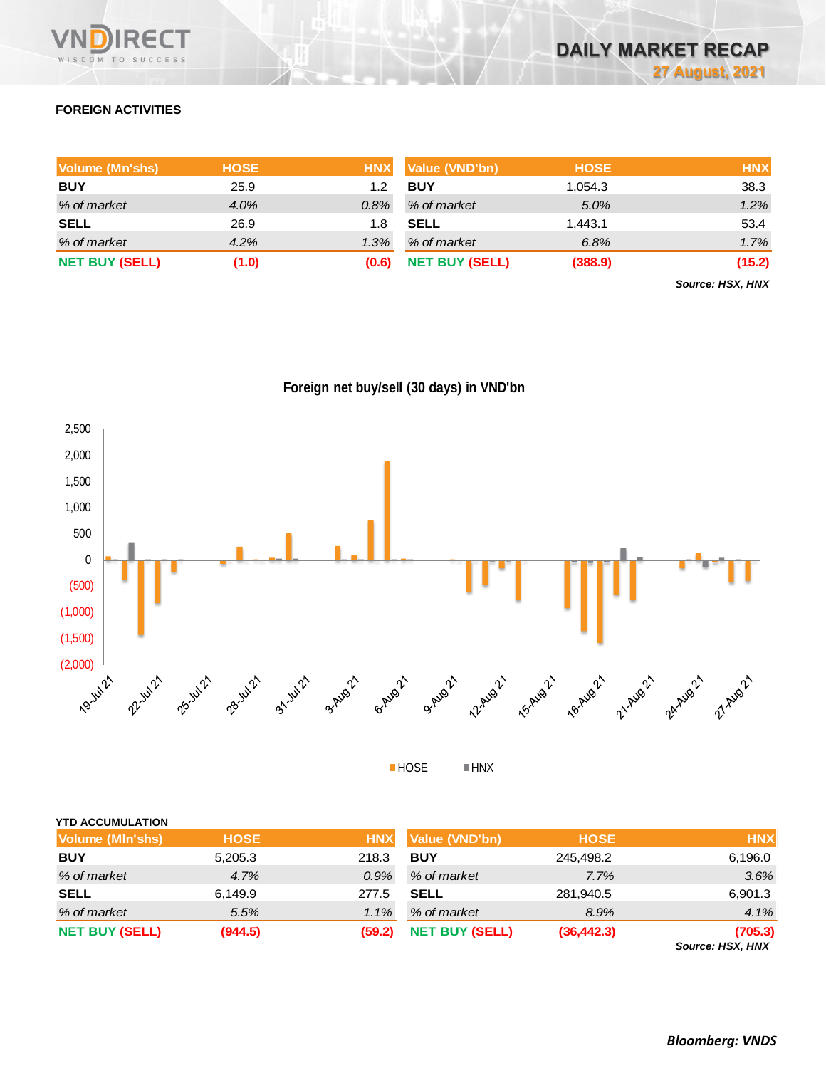## FOREIGN ACTIVITIES

| Volume (Mn'shs) | HOSE | HNX |
|---|---|---|
| **BUY** | 25.9 | 1.2 |
| *% of market* | *4.0%* | *0.8%* |
| **SELL** | 26.9 | 1.8 |
| *% of market* | *4.2%* | *1.3%* |
| **NET BUY (SELL)** | **(1.0)** | **(0.6)** |

| Value (VND'bn) | HOSE | HNX |
|---|---|---|
| **BUY** | 1,054.3 | 38.3 |
| *% of market* | *5.0%* | *1.2%* |
| **SELL** | 1,443.1 | 53.4 |
| *% of market* | *6.8%* | *1.7%* |
| **NET BUY (SELL)** | **(388.9)** | **(15.2)** |

***Source: HSX, HNX***

**Foreign net buy/sell (30 days) in VND'bn**

## YTD ACCUMULATION

| Volume (Mln'shs) | HOSE | HNX |
|---|---|---|
| **BUY** | 5,205.3 | 218.3 |
| *% of market* | *4.7%* | *0.9%* |
| **SELL** | 6,149.9 | 277.5 |
| *% of market* | *5.5%* | *1.1%* |
| **NET BUY (SELL)** | **(944.5)** | **(59.2)** |

| Value (VND'bn) | HOSE | HNX |
|---|---|---|
| **BUY** | 245,498.2 | 6,196.0 |
| *% of market* | *7.7%* | *3.6%* |
| **SELL** | 281,940.5 | 6,901.3 |
| *% of market* | *8.9%* | *4.1%* |
| **NET BUY (SELL)** | **(36,442.3)** | **(705.3)** |

***Source: HSX, HNX***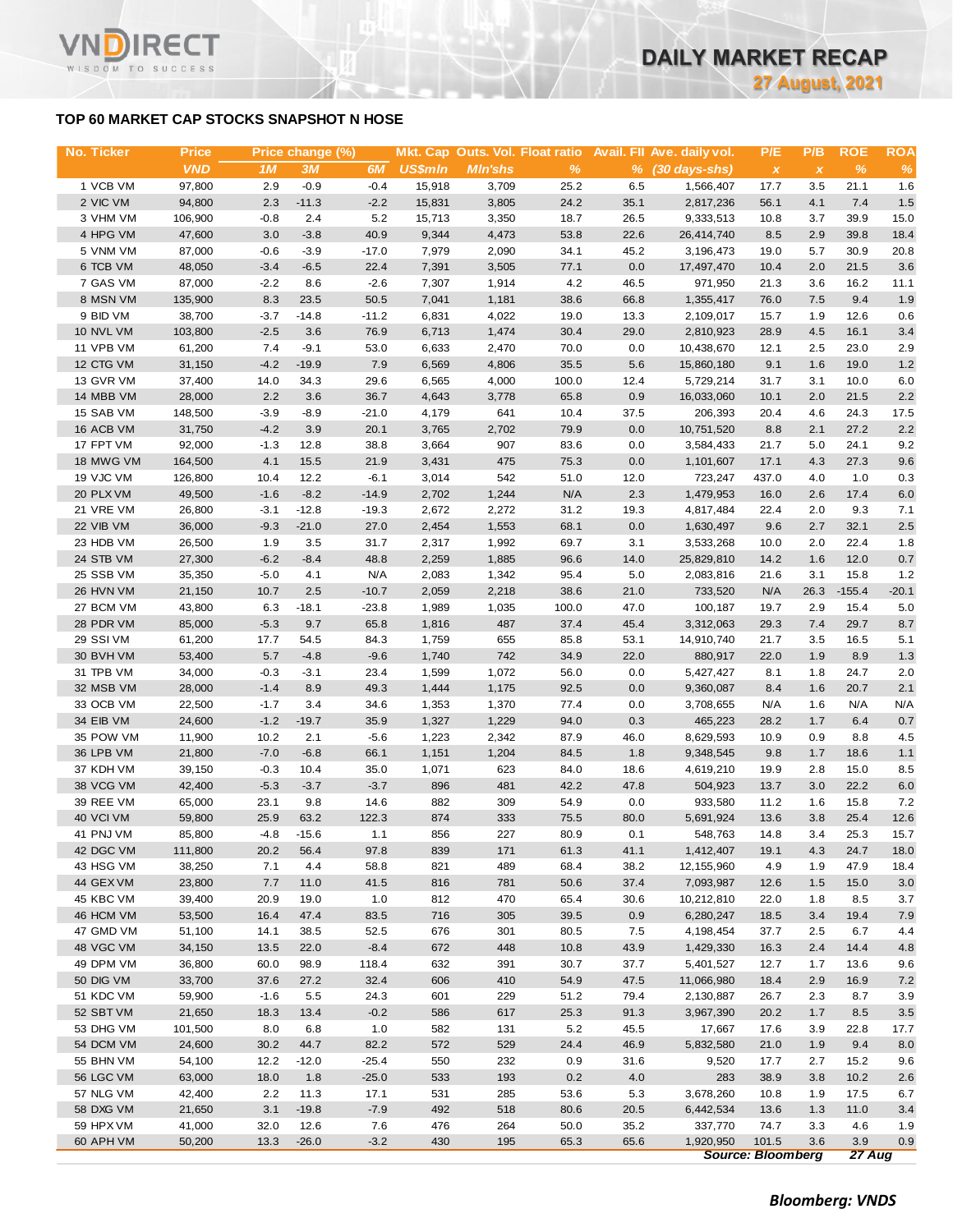## TOP 60 MARKET CAP STOCKS SNAPSHOT N HOSE

| No. | Ticker | Price | Price change (%) | | | Mkt. Cap | Outs. Vol. | Float ratio | Avail. FII | Ave. daily vol. | P/E | P/B | ROE | ROA |
|---|---|---|---|---|---|---|---|---|---|---|---|---|---|---|
| | | VND | 1M | 3M | 6M | US$mln | Mln'shs | % | % | (30 days-shs) | x | x | % | % |
| 1 | VCB VM | 97,800 | 2.9 | -0.9 | -0.4 | 15,918 | 3,709 | 25.2 | 6.5 | 1,566,407 | 17.7 | 3.5 | 21.1 | 1.6 |
| 2 | VIC VM | 94,800 | 2.3 | -11.3 | -2.2 | 15,831 | 3,805 | 24.2 | 35.1 | 2,817,236 | 56.1 | 4.1 | 7.4 | 1.5 |
| 3 | VHM VM | 106,900 | -0.8 | 2.4 | 5.2 | 15,713 | 3,350 | 18.7 | 26.5 | 9,333,513 | 10.8 | 3.7 | 39.9 | 15.0 |
| 4 | HPG VM | 47,600 | 3.0 | -3.8 | 40.9 | 9,344 | 4,473 | 53.8 | 22.6 | 26,414,740 | 8.5 | 2.9 | 39.8 | 18.4 |
| 5 | VNM VM | 87,000 | -0.6 | -3.9 | -17.0 | 7,979 | 2,090 | 34.1 | 45.2 | 3,196,473 | 19.0 | 5.7 | 30.9 | 20.8 |
| 6 | TCB VM | 48,050 | -3.4 | -6.5 | 22.4 | 7,391 | 3,505 | 77.1 | 0.0 | 17,497,470 | 10.4 | 2.0 | 21.5 | 3.6 |
| 7 | GAS VM | 87,000 | -2.2 | 8.6 | -2.6 | 7,307 | 1,914 | 4.2 | 46.5 | 971,950 | 21.3 | 3.6 | 16.2 | 11.1 |
| 8 | MSN VM | 135,900 | 8.3 | 23.5 | 50.5 | 7,041 | 1,181 | 38.6 | 66.8 | 1,355,417 | 76.0 | 7.5 | 9.4 | 1.9 |
| 9 | BID VM | 38,700 | -3.7 | -14.8 | -11.2 | 6,831 | 4,022 | 19.0 | 13.3 | 2,109,017 | 15.7 | 1.9 | 12.6 | 0.6 |
| 10 | NVL VM | 103,800 | -2.5 | 3.6 | 76.9 | 6,713 | 1,474 | 30.4 | 29.0 | 2,810,923 | 28.9 | 4.5 | 16.1 | 3.4 |
| 11 | VPB VM | 61,200 | 7.4 | -9.1 | 53.0 | 6,633 | 2,470 | 70.0 | 0.0 | 10,438,670 | 12.1 | 2.5 | 23.0 | 2.9 |
| 12 | CTG VM | 31,150 | -4.2 | -19.9 | 7.9 | 6,569 | 4,806 | 35.5 | 5.6 | 15,860,180 | 9.1 | 1.6 | 19.0 | 1.2 |
| 13 | GVR VM | 37,400 | 14.0 | 34.3 | 29.6 | 6,565 | 4,000 | 100.0 | 12.4 | 5,729,214 | 31.7 | 3.1 | 10.0 | 6.0 |
| 14 | MBB VM | 28,000 | 2.2 | 3.6 | 36.7 | 4,643 | 3,778 | 65.8 | 0.9 | 16,033,060 | 10.1 | 2.0 | 21.5 | 2.2 |
| 15 | SAB VM | 148,500 | -3.9 | -8.9 | -21.0 | 4,179 | 641 | 10.4 | 37.5 | 206,393 | 20.4 | 4.6 | 24.3 | 17.5 |
| 16 | ACB VM | 31,750 | -4.2 | 3.9 | 20.1 | 3,765 | 2,702 | 79.9 | 0.0 | 10,751,520 | 8.8 | 2.1 | 27.2 | 2.2 |
| 17 | FPT VM | 92,000 | -1.3 | 12.8 | 38.8 | 3,664 | 907 | 83.6 | 0.0 | 3,584,433 | 21.7 | 5.0 | 24.1 | 9.2 |
| 18 | MWG VM | 164,500 | 4.1 | 15.5 | 21.9 | 3,431 | 475 | 75.3 | 0.0 | 1,101,607 | 17.1 | 4.3 | 27.3 | 9.6 |
| 19 | VJC VM | 126,800 | 10.4 | 12.2 | -6.1 | 3,014 | 542 | 51.0 | 12.0 | 723,247 | 437.0 | 4.0 | 1.0 | 0.3 |
| 20 | PLX VM | 49,500 | -1.6 | -8.2 | -14.9 | 2,702 | 1,244 | N/A | 2.3 | 1,479,953 | 16.0 | 2.6 | 17.4 | 6.0 |
| 21 | VRE VM | 26,800 | -3.1 | -12.8 | -19.3 | 2,672 | 2,272 | 31.2 | 19.3 | 4,817,484 | 22.4 | 2.0 | 9.3 | 7.1 |
| 22 | VIB VM | 36,000 | -9.3 | -21.0 | 27.0 | 2,454 | 1,553 | 68.1 | 0.0 | 1,630,497 | 9.6 | 2.7 | 32.1 | 2.5 |
| 23 | HDB VM | 26,500 | 1.9 | 3.5 | 31.7 | 2,317 | 1,992 | 69.7 | 3.1 | 3,533,268 | 10.0 | 2.0 | 22.4 | 1.8 |
| 24 | STB VM | 27,300 | -6.2 | -8.4 | 48.8 | 2,259 | 1,885 | 96.6 | 14.0 | 25,829,810 | 14.2 | 1.6 | 12.0 | 0.7 |
| 25 | SSB VM | 35,350 | -5.0 | 4.1 | N/A | 2,083 | 1,342 | 95.4 | 5.0 | 2,083,816 | 21.6 | 3.1 | 15.8 | 1.2 |
| 26 | HVN VM | 21,150 | 10.7 | 2.5 | -10.7 | 2,059 | 2,218 | 38.6 | 21.0 | 733,520 | N/A | 26.3 | -155.4 | -20.1 |
| 27 | BCM VM | 43,800 | 6.3 | -18.1 | -23.8 | 1,989 | 1,035 | 100.0 | 47.0 | 100,187 | 19.7 | 2.9 | 15.4 | 5.0 |
| 28 | PDR VM | 85,000 | -5.3 | 9.7 | 65.8 | 1,816 | 487 | 37.4 | 45.4 | 3,312,063 | 29.3 | 7.4 | 29.7 | 8.7 |
| 29 | SSI VM | 61,200 | 17.7 | 54.5 | 84.3 | 1,759 | 655 | 85.8 | 53.1 | 14,910,740 | 21.7 | 3.5 | 16.5 | 5.1 |
| 30 | BVH VM | 53,400 | 5.7 | -4.8 | -9.6 | 1,740 | 742 | 34.9 | 22.0 | 880,917 | 22.0 | 1.9 | 8.9 | 1.3 |
| 31 | TPB VM | 34,000 | -0.3 | -3.1 | 23.4 | 1,599 | 1,072 | 56.0 | 0.0 | 5,427,427 | 8.1 | 1.8 | 24.7 | 2.0 |
| 32 | MSB VM | 28,000 | -1.4 | 8.9 | 49.3 | 1,444 | 1,175 | 92.5 | 0.0 | 9,360,087 | 8.4 | 1.6 | 20.7 | 2.1 |
| 33 | OCB VM | 22,500 | -1.7 | 3.4 | 34.6 | 1,353 | 1,370 | 77.4 | 0.0 | 3,708,655 | N/A | 1.6 | N/A | N/A |
| 34 | EIB VM | 24,600 | -1.2 | -19.7 | 35.9 | 1,327 | 1,229 | 94.0 | 0.3 | 465,223 | 28.2 | 1.7 | 6.4 | 0.7 |
| 35 | POW VM | 11,900 | 10.2 | 2.1 | -5.6 | 1,223 | 2,342 | 87.9 | 46.0 | 8,629,593 | 10.9 | 0.9 | 8.8 | 4.5 |
| 36 | LPB VM | 21,800 | -7.0 | -6.8 | 66.1 | 1,151 | 1,204 | 84.5 | 1.8 | 9,348,545 | 9.8 | 1.7 | 18.6 | 1.1 |
| 37 | KDH VM | 39,150 | -0.3 | 10.4 | 35.0 | 1,071 | 623 | 84.0 | 18.6 | 4,619,210 | 19.9 | 2.8 | 15.0 | 8.5 |
| 38 | VCG VM | 42,400 | -5.3 | -3.7 | -3.7 | 896 | 481 | 42.2 | 47.8 | 504,923 | 13.7 | 3.0 | 22.2 | 6.0 |
| 39 | REE VM | 65,000 | 23.1 | 9.8 | 14.6 | 882 | 309 | 54.9 | 0.0 | 933,580 | 11.2 | 1.6 | 15.8 | 7.2 |
| 40 | VCI VM | 59,800 | 25.9 | 63.2 | 122.3 | 874 | 333 | 75.5 | 80.0 | 5,691,924 | 13.6 | 3.8 | 25.4 | 12.6 |
| 41 | PNJ VM | 85,800 | -4.8 | -15.6 | 1.1 | 856 | 227 | 80.9 | 0.1 | 548,763 | 14.8 | 3.4 | 25.3 | 15.7 |
| 42 | DGC VM | 111,800 | 20.2 | 56.4 | 97.8 | 839 | 171 | 61.3 | 41.1 | 1,412,407 | 19.1 | 4.3 | 24.7 | 18.0 |
| 43 | HSG VM | 38,250 | 7.1 | 4.4 | 58.8 | 821 | 489 | 68.4 | 38.2 | 12,155,960 | 4.9 | 1.9 | 47.9 | 18.4 |
| 44 | GEX VM | 23,800 | 7.7 | 11.0 | 41.5 | 816 | 781 | 50.6 | 37.4 | 7,093,987 | 12.6 | 1.5 | 15.0 | 3.0 |
| 45 | KBC VM | 39,400 | 20.9 | 19.0 | 1.0 | 812 | 470 | 65.4 | 30.6 | 10,212,810 | 22.0 | 1.8 | 8.5 | 3.7 |
| 46 | HCM VM | 53,500 | 16.4 | 47.4 | 83.5 | 716 | 305 | 39.5 | 0.9 | 6,280,247 | 18.5 | 3.4 | 19.4 | 7.9 |
| 47 | GMD VM | 51,100 | 14.1 | 38.5 | 52.5 | 676 | 301 | 80.5 | 7.5 | 4,198,454 | 37.7 | 2.5 | 6.7 | 4.4 |
| 48 | VGC VM | 34,150 | 13.5 | 22.0 | -8.4 | 672 | 448 | 10.8 | 43.9 | 1,429,330 | 16.3 | 2.4 | 14.4 | 4.8 |
| 49 | DPM VM | 36,800 | 60.0 | 98.9 | 118.4 | 632 | 391 | 30.7 | 37.7 | 5,401,527 | 12.7 | 1.7 | 13.6 | 9.6 |
| 50 | DIG VM | 33,700 | 37.6 | 27.2 | 32.4 | 606 | 410 | 54.9 | 47.5 | 11,066,980 | 18.4 | 2.9 | 16.9 | 7.2 |
| 51 | KDC VM | 59,900 | -1.6 | 5.5 | 24.3 | 601 | 229 | 51.2 | 79.4 | 2,130,887 | 26.7 | 2.3 | 8.7 | 3.9 |
| 52 | SBT VM | 21,650 | 18.3 | 13.4 | -0.2 | 586 | 617 | 25.3 | 91.3 | 3,967,390 | 20.2 | 1.7 | 8.5 | 3.5 |
| 53 | DHG VM | 101,500 | 8.0 | 6.8 | 1.0 | 582 | 131 | 5.2 | 45.5 | 17,667 | 17.6 | 3.9 | 22.8 | 17.7 |
| 54 | DCM VM | 24,600 | 30.2 | 44.7 | 82.2 | 572 | 529 | 24.4 | 46.9 | 5,832,580 | 21.0 | 1.9 | 9.4 | 8.0 |
| 55 | BHN VM | 54,100 | 12.2 | -12.0 | -25.4 | 550 | 232 | 0.9 | 31.6 | 9,520 | 17.7 | 2.7 | 15.2 | 9.6 |
| 56 | LGC VM | 63,000 | 18.0 | 1.8 | -25.0 | 533 | 193 | 0.2 | 4.0 | 283 | 38.9 | 3.8 | 10.2 | 2.6 |
| 57 | NLG VM | 42,400 | 2.2 | 11.3 | 17.1 | 531 | 285 | 53.6 | 5.3 | 3,678,260 | 10.8 | 1.9 | 17.5 | 6.7 |
| 58 | DXG VM | 21,650 | 3.1 | -19.8 | -7.9 | 492 | 518 | 80.6 | 20.5 | 6,442,534 | 13.6 | 1.3 | 11.0 | 3.4 |
| 59 | HPX VM | 41,000 | 32.0 | 12.6 | 7.6 | 476 | 264 | 50.0 | 35.2 | 337,770 | 74.7 | 3.3 | 4.6 | 1.9 |
| 60 | APH VM | 50,200 | 13.3 | -26.0 | -3.2 | 430 | 195 | 65.3 | 65.6 | 1,920,950 | 101.5 | 3.6 | 3.9 | 0.9 |

*Source: Bloomberg* *27 Aug*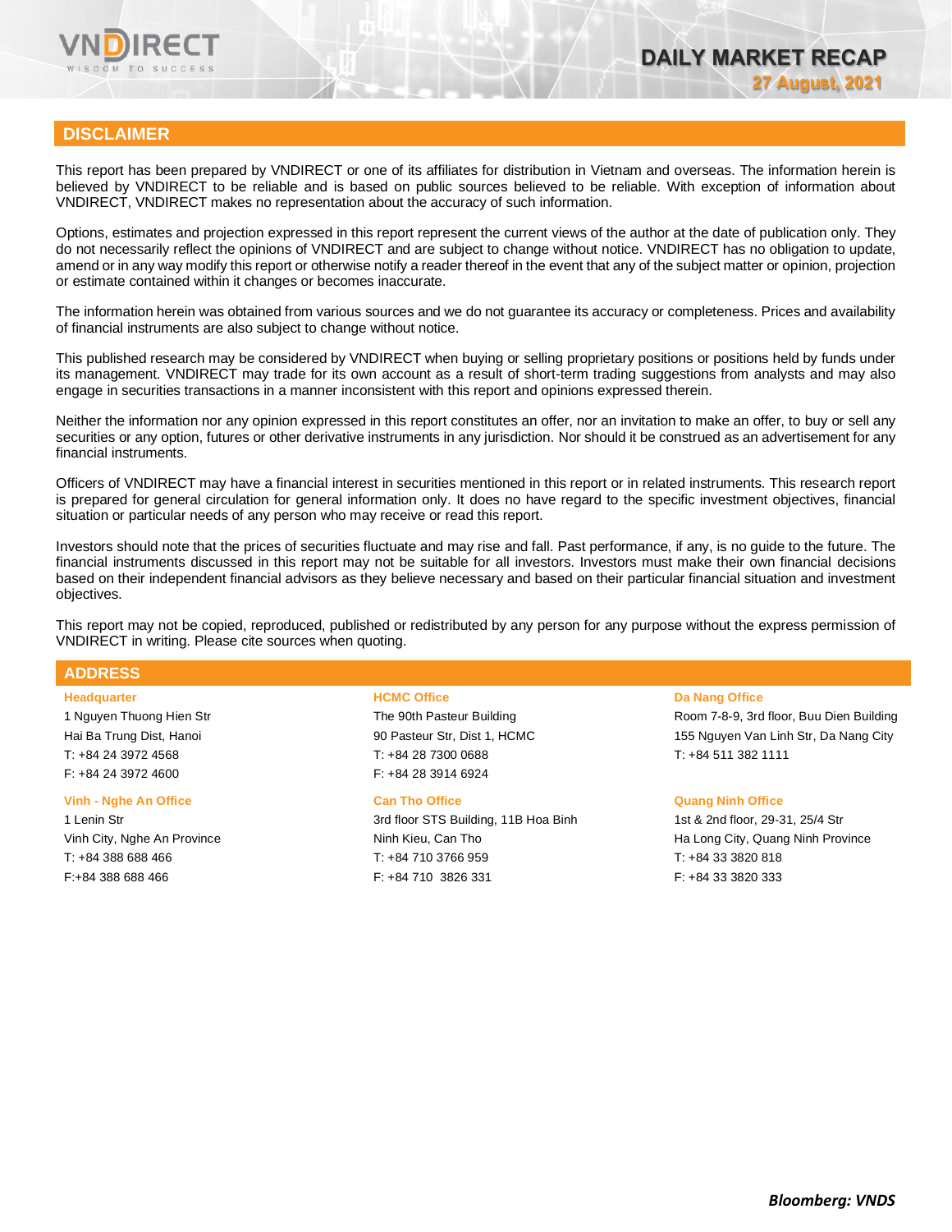# DISCLAIMER

This report has been prepared by VNDIRECT or one of its affiliates for distribution in Vietnam and overseas. The information herein is believed by VNDIRECT to be reliable and is based on public sources believed to be reliable. With exception of information about VNDIRECT, VNDIRECT makes no representation about the accuracy of such information.

Options, estimates and projection expressed in this report represent the current views of the author at the date of publication only. They do not necessarily reflect the opinions of VNDIRECT and are subject to change without notice. VNDIRECT has no obligation to update, amend or in any way modify this report or otherwise notify a reader thereof in the event that any of the subject matter or opinion, projection or estimate contained within it changes or becomes inaccurate.

The information herein was obtained from various sources and we do not guarantee its accuracy or completeness. Prices and availability of financial instruments are also subject to change without notice.

This published research may be considered by VNDIRECT when buying or selling proprietary positions or positions held by funds under its management. VNDIRECT may trade for its own account as a result of short-term trading suggestions from analysts and may also engage in securities transactions in a manner inconsistent with this report and opinions expressed therein.

Neither the information nor any opinion expressed in this report constitutes an offer, nor an invitation to make an offer, to buy or sell any securities or any option, futures or other derivative instruments in any jurisdiction. Nor should it be construed as an advertisement for any financial instruments.

Officers of VNDIRECT may have a financial interest in securities mentioned in this report or in related instruments. This research report is prepared for general circulation for general information only. It does no have regard to the specific investment objectives, financial situation or particular needs of any person who may receive or read this report.

Investors should note that the prices of securities fluctuate and may rise and fall. Past performance, if any, is no guide to the future. The financial instruments discussed in this report may not be suitable for all investors. Investors must make their own financial decisions based on their independent financial advisors as they believe necessary and based on their particular financial situation and investment objectives.

This report may not be copied, reproduced, published or redistributed by any person for any purpose without the express permission of VNDIRECT in writing. Please cite sources when quoting.

# ADDRESS

**Headquarter**
1 Nguyen Thuong Hien Str
Hai Ba Trung Dist, Hanoi
T: +84 24 3972 4568
F: +84 24 3972 4600

**HCMC Office**
The 90th Pasteur Building
90 Pasteur Str, Dist 1, HCMC
T: +84 28 7300 0688
F: +84 28 3914 6924

**Da Nang Office**
Room 7-8-9, 3rd floor, Buu Dien Building
155 Nguyen Van Linh Str, Da Nang City
T: +84 511 382 1111

**Vinh - Nghe An Office**
1 Lenin Str
Vinh City, Nghe An Province
T: +84 388 688 466
F:+84 388 688 466

**Can Tho Office**
3rd floor STS Building, 11B Hoa Binh
Ninh Kieu, Can Tho
T: +84 710 3766 959
F: +84 710 3826 331

**Quang Ninh Office**
1st & 2nd floor, 29-31, 25/4 Str
Ha Long City, Quang Ninh Province
T: +84 33 3820 818
F: +84 33 3820 333